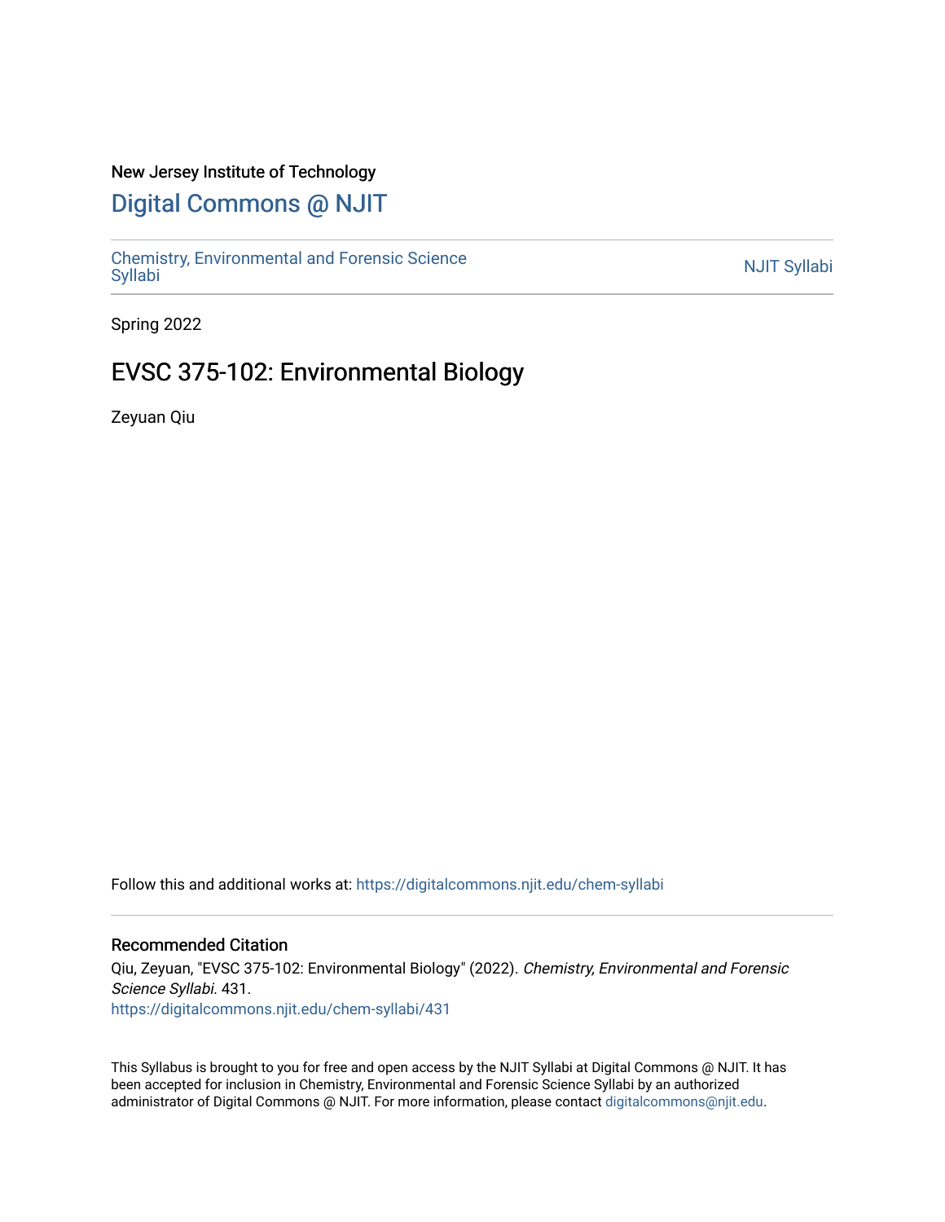New Jersey Institute of Technology

# Digital Commons @ NJIT

Chemistry, Environmental and Forensic Science Syllabi

NJIT Syllabi

Spring 2022

## EVSC 375-102: Environmental Biology

Zeyuan Qiu

Follow this and additional works at: https://digitalcommons.njit.edu/chem-syllabi

### Recommended Citation

Qiu, Zeyuan, "EVSC 375-102: Environmental Biology" (2022). *Chemistry, Environmental and Forensic Science Syllabi*. 431.
https://digitalcommons.njit.edu/chem-syllabi/431

This Syllabus is brought to you for free and open access by the NJIT Syllabi at Digital Commons @ NJIT. It has been accepted for inclusion in Chemistry, Environmental and Forensic Science Syllabi by an authorized administrator of Digital Commons @ NJIT. For more information, please contact digitalcommons@njit.edu.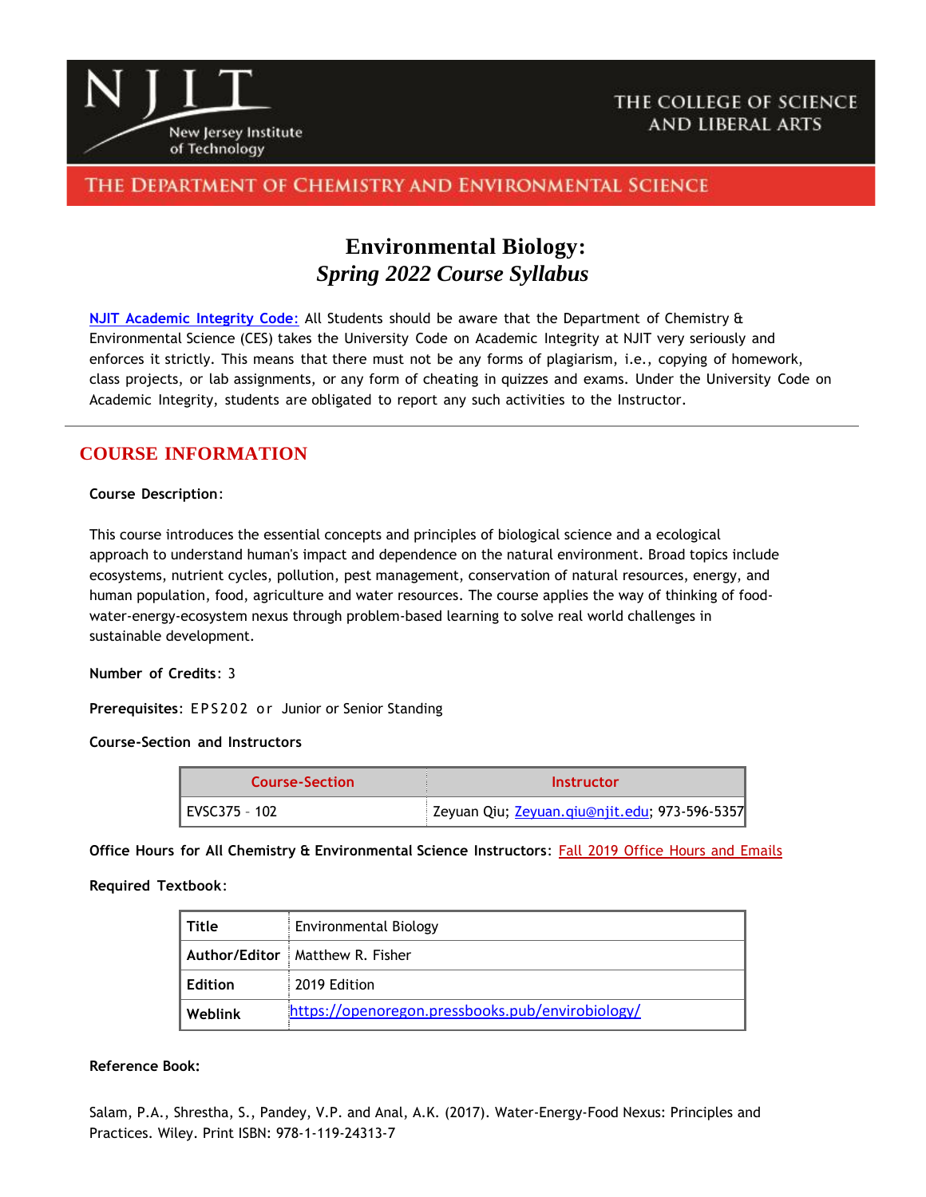**NJIT** New Jersey Institute of Technology

THE COLLEGE OF SCIENCE AND LIBERAL ARTS

THE DEPARTMENT OF CHEMISTRY AND ENVIRONMENTAL SCIENCE

# Environmental Biology:
## *Spring 2022 Course Syllabus*

**NJIT Academic Integrity Code:** All Students should be aware that the Department of Chemistry & Environmental Science (CES) takes the University Code on Academic Integrity at NJIT very seriously and enforces it strictly. This means that there must not be any forms of plagiarism, i.e., copying of homework, class projects, or lab assignments, or any form of cheating in quizzes and exams. Under the University Code on Academic Integrity, students are obligated to report any such activities to the Instructor.

---

## COURSE INFORMATION

**Course Description**:

This course introduces the essential concepts and principles of biological science and a ecological approach to understand human's impact and dependence on the natural environment. Broad topics include ecosystems, nutrient cycles, pollution, pest management, conservation of natural resources, energy, and human population, food, agriculture and water resources. The course applies the way of thinking of food-water-energy-ecosystem nexus through problem-based learning to solve real world challenges in sustainable development.

**Number of Credits**: 3

**Prerequisites**: EPS202 or Junior or Senior Standing

**Course-Section and Instructors**

| Course-Section | Instructor |
|---|---|
| EVSC375 – 102 | Zeyuan Qiu; Zeyuan.qiu@njit.edu; 973-596-5357 |

**Office Hours for All Chemistry & Environmental Science Instructors**: Fall 2019 Office Hours and Emails

**Required Textbook**:

| Title | Environmental Biology |
|---|---|
| **Author/Editor** | Matthew R. Fisher |
| **Edition** | 2019 Edition |
| **Weblink** | https://openoregon.pressbooks.pub/envirobiology/ |

**Reference Book:**

Salam, P.A., Shrestha, S., Pandey, V.P. and Anal, A.K. (2017). Water-Energy-Food Nexus: Principles and Practices. Wiley. Print ISBN: 978-1-119-24313-7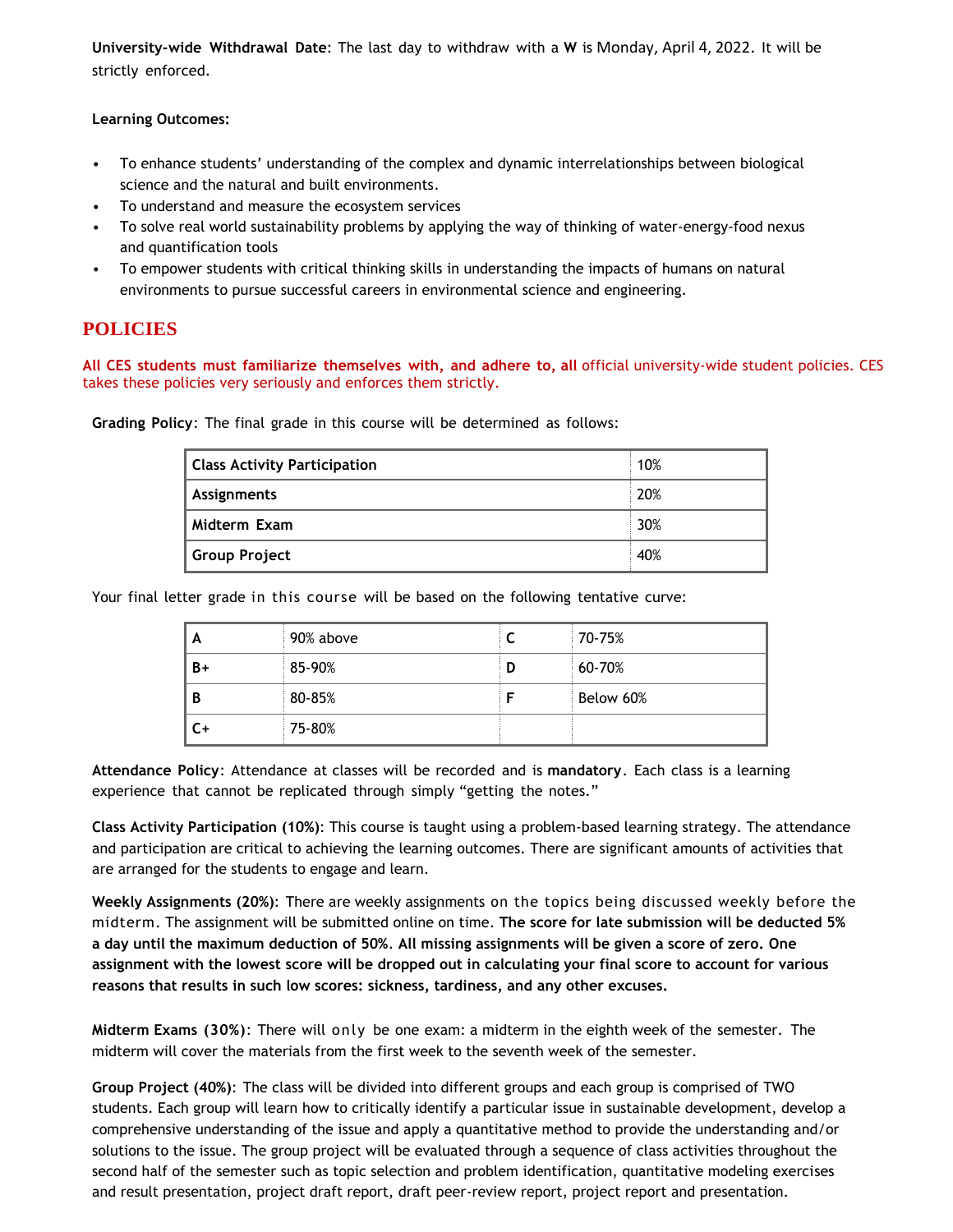**University-wide Withdrawal Date**: The last day to withdraw with a **W** is Monday, April 4, 2022. It will be strictly enforced.

**Learning Outcomes:**

- To enhance students' understanding of the complex and dynamic interrelationships between biological science and the natural and built environments.
- To understand and measure the ecosystem services
- To solve real world sustainability problems by applying the way of thinking of water-energy-food nexus and quantification tools
- To empower students with critical thinking skills in understanding the impacts of humans on natural environments to pursue successful careers in environmental science and engineering.

## POLICIES

**All CES students must familiarize themselves with, and adhere to, all** official university-wide student policies. CES takes these policies very seriously and enforces them strictly.

**Grading Policy**: The final grade in this course will be determined as follows:

| Component | Weight |
|---|---|
| **Class Activity Participation** | 10% |
| **Assignments** | 20% |
| **Midterm Exam** | 30% |
| **Group Project** | 40% |

Your final letter grade in this course will be based on the following tentative curve:

| Grade | Range | Grade | Range |
|---|---|---|---|
| **A** | 90% above | **C** | 70-75% |
| **B+** | 85-90% | **D** | 60-70% |
| **B** | 80-85% | **F** | Below 60% |
| **C+** | 75-80% | | |

**Attendance Policy**: Attendance at classes will be recorded and is **mandatory**. Each class is a learning experience that cannot be replicated through simply "getting the notes."

**Class Activity Participation (10%)**: This course is taught using a problem-based learning strategy. The attendance and participation are critical to achieving the learning outcomes. There are significant amounts of activities that are arranged for the students to engage and learn.

**Weekly Assignments (20%)**: There are weekly assignments on the topics being discussed weekly before the midterm. The assignment will be submitted online on time. **The score for late submission will be deducted 5% a day until the maximum deduction of 50%. All missing assignments will be given a score of zero. One assignment with the lowest score will be dropped out in calculating your final score to account for various reasons that results in such low scores: sickness, tardiness, and any other excuses.**

**Midterm Exams (30%)**: There will only be one exam: a midterm in the eighth week of the semester. The midterm will cover the materials from the first week to the seventh week of the semester.

**Group Project (40%)**: The class will be divided into different groups and each group is comprised of TWO students. Each group will learn how to critically identify a particular issue in sustainable development, develop a comprehensive understanding of the issue and apply a quantitative method to provide the understanding and/or solutions to the issue. The group project will be evaluated through a sequence of class activities throughout the second half of the semester such as topic selection and problem identification, quantitative modeling exercises and result presentation, project draft report, draft peer-review report, project report and presentation.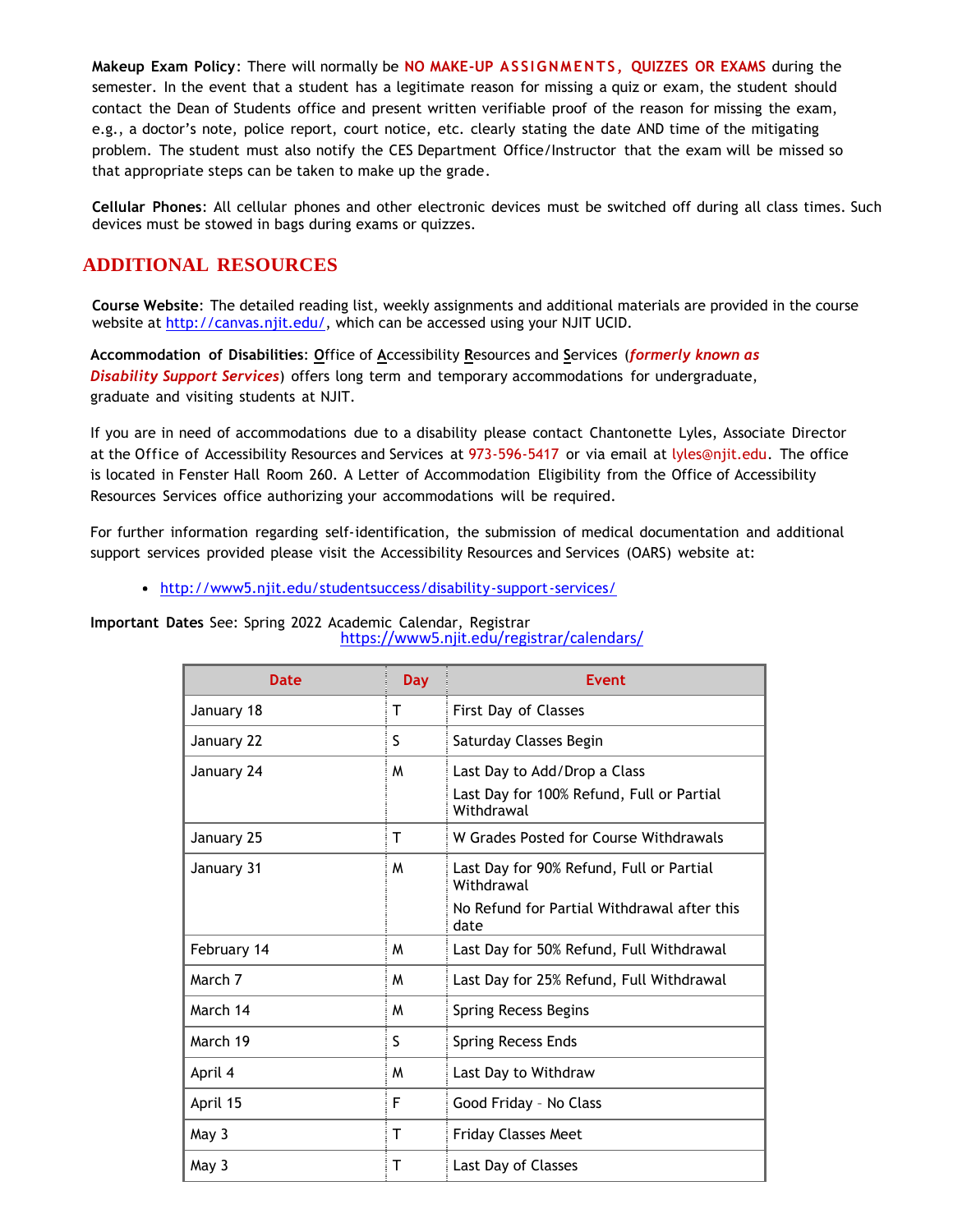**Makeup Exam Policy**: There will normally be **NO MAKE-UP ASSIGNMENTS, QUIZZES OR EXAMS** during the semester. In the event that a student has a legitimate reason for missing a quiz or exam, the student should contact the Dean of Students office and present written verifiable proof of the reason for missing the exam, e.g., a doctor's note, police report, court notice, etc. clearly stating the date AND time of the mitigating problem. The student must also notify the CES Department Office/Instructor that the exam will be missed so that appropriate steps can be taken to make up the grade.

**Cellular Phones**: All cellular phones and other electronic devices must be switched off during all class times. Such devices must be stowed in bags during exams or quizzes.

## ADDITIONAL RESOURCES

**Course Website**: The detailed reading list, weekly assignments and additional materials are provided in the course website at http://canvas.njit.edu/, which can be accessed using your NJIT UCID.

**Accommodation of Disabilities**: **O**ffice of **A**ccessibility **R**esources and **S**ervices (***formerly known as Disability Support Services***) offers long term and temporary accommodations for undergraduate, graduate and visiting students at NJIT.

If you are in need of accommodations due to a disability please contact Chantonette Lyles, Associate Director at the Office of Accessibility Resources and Services at 973-596-5417 or via email at lyles@njit.edu. The office is located in Fenster Hall Room 260. A Letter of Accommodation Eligibility from the Office of Accessibility Resources Services office authorizing your accommodations will be required.

For further information regarding self-identification, the submission of medical documentation and additional support services provided please visit the Accessibility Resources and Services (OARS) website at:

- http://www5.njit.edu/studentsuccess/disability-support-services/

**Important Dates** See: Spring 2022 Academic Calendar, Registrar https://www5.njit.edu/registrar/calendars/

| Date | Day | Event |
|---|---|---|
| January 18 | T | First Day of Classes |
| January 22 | S | Saturday Classes Begin |
| January 24 | M | Last Day to Add/Drop a Class<br>Last Day for 100% Refund, Full or Partial Withdrawal |
| January 25 | T | W Grades Posted for Course Withdrawals |
| January 31 | M | Last Day for 90% Refund, Full or Partial Withdrawal<br>No Refund for Partial Withdrawal after this date |
| February 14 | M | Last Day for 50% Refund, Full Withdrawal |
| March 7 | M | Last Day for 25% Refund, Full Withdrawal |
| March 14 | M | Spring Recess Begins |
| March 19 | S | Spring Recess Ends |
| April 4 | M | Last Day to Withdraw |
| April 15 | F | Good Friday – No Class |
| May 3 | T | Friday Classes Meet |
| May 3 | T | Last Day of Classes |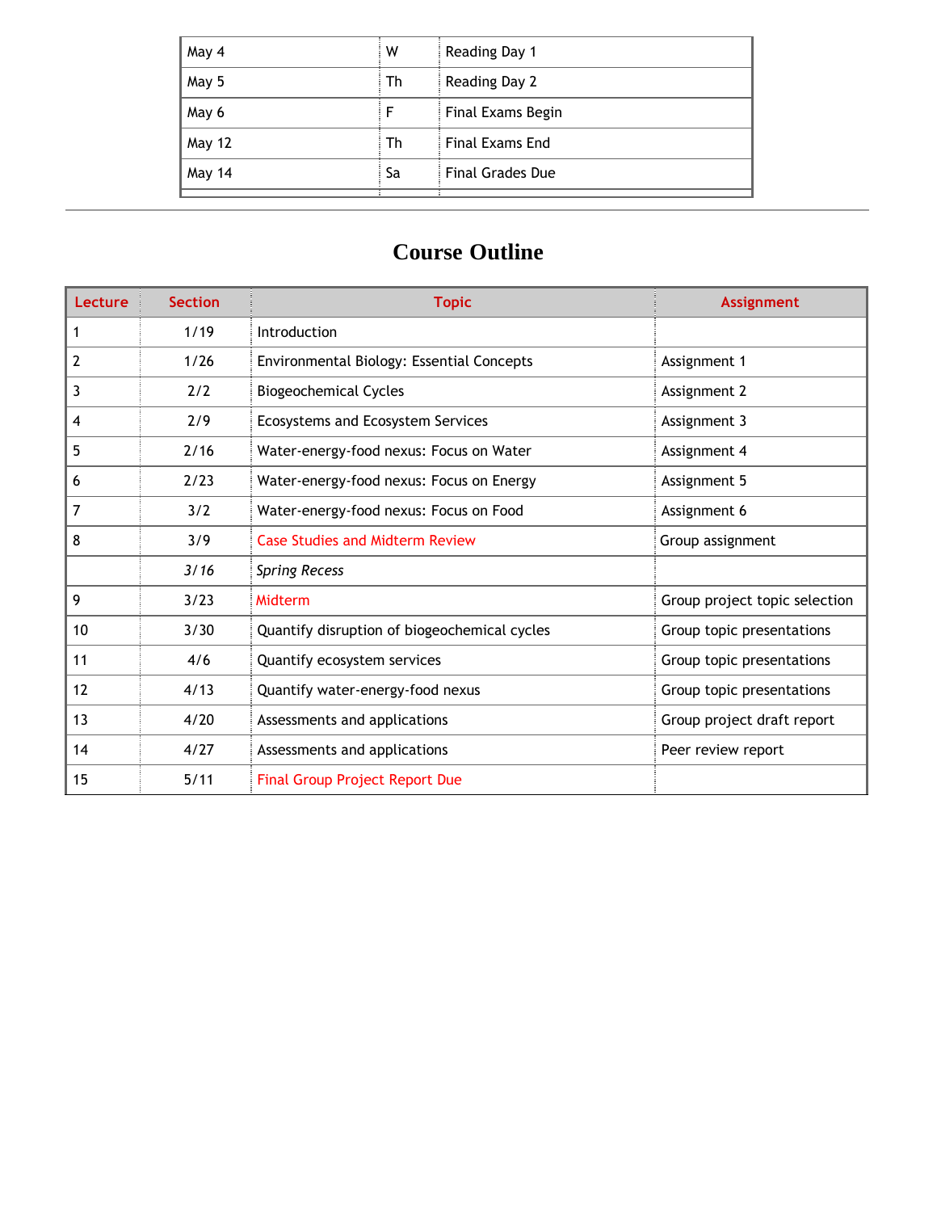| | | |
|---|---|---|
| May 4 | W | Reading Day 1 |
| May 5 | Th | Reading Day 2 |
| May 6 | F | Final Exams Begin |
| May 12 | Th | Final Exams End |
| May 14 | Sa | Final Grades Due |
| | | |

---

# Course Outline

| Lecture | Section | Topic | Assignment |
|---|---|---|---|
| 1 | 1/19 | Introduction | |
| 2 | 1/26 | Environmental Biology: Essential Concepts | Assignment 1 |
| 3 | 2/2 | Biogeochemical Cycles | Assignment 2 |
| 4 | 2/9 | Ecosystems and Ecosystem Services | Assignment 3 |
| 5 | 2/16 | Water-energy-food nexus: Focus on Water | Assignment 4 |
| 6 | 2/23 | Water-energy-food nexus: Focus on Energy | Assignment 5 |
| 7 | 3/2 | Water-energy-food nexus: Focus on Food | Assignment 6 |
| 8 | 3/9 | Case Studies and Midterm Review | Group assignment |
| | *3/16* | *Spring Recess* | |
| 9 | 3/23 | Midterm | Group project topic selection |
| 10 | 3/30 | Quantify disruption of biogeochemical cycles | Group topic presentations |
| 11 | 4/6 | Quantify ecosystem services | Group topic presentations |
| 12 | 4/13 | Quantify water-energy-food nexus | Group topic presentations |
| 13 | 4/20 | Assessments and applications | Group project draft report |
| 14 | 4/27 | Assessments and applications | Peer review report |
| 15 | 5/11 | Final Group Project Report Due | |